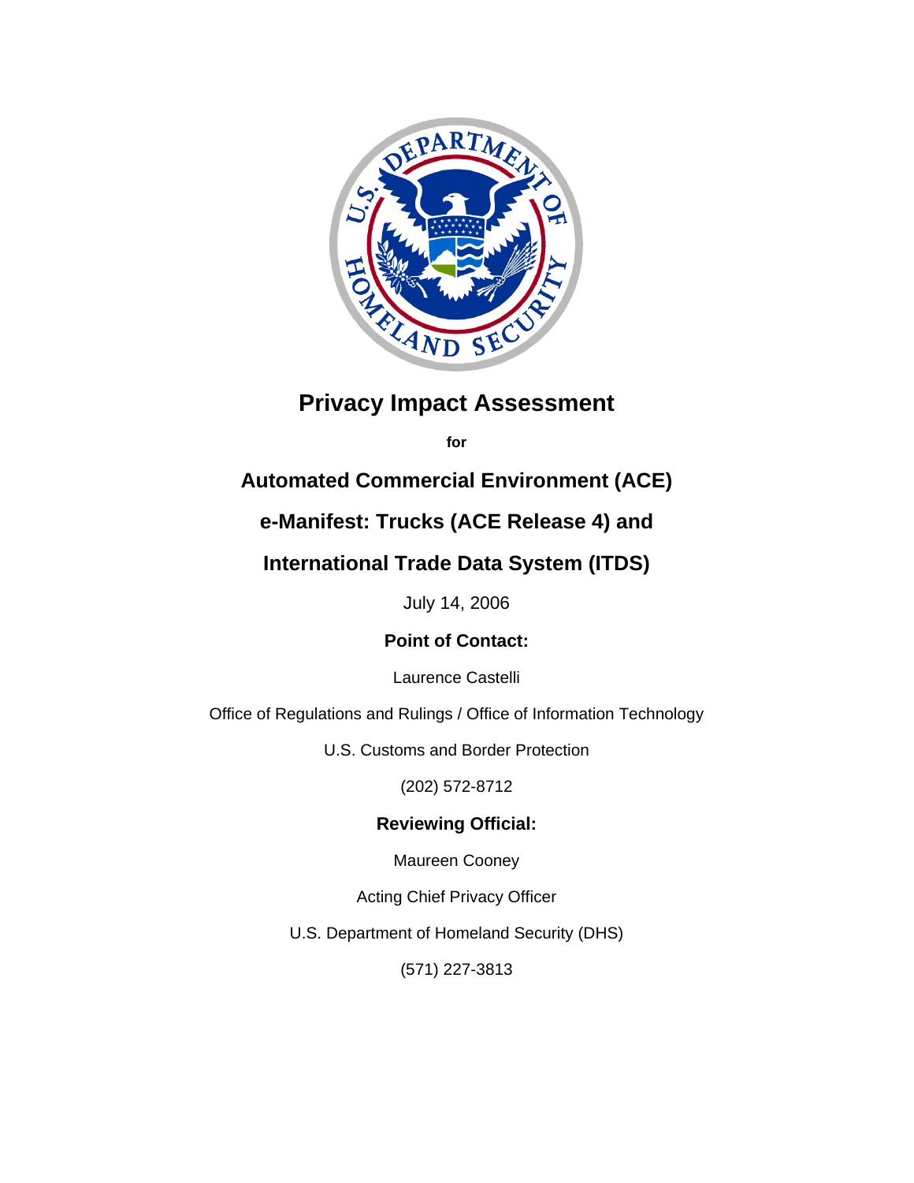# Privacy Impact Assessment

**for**

## Automated Commercial Environment (ACE)

## e-Manifest: Trucks (ACE Release 4) and

## International Trade Data System (ITDS)

July 14, 2006

**Point of Contact:**

Laurence Castelli

Office of Regulations and Rulings / Office of Information Technology

U.S. Customs and Border Protection

(202) 572-8712

**Reviewing Official:**

Maureen Cooney

Acting Chief Privacy Officer

U.S. Department of Homeland Security (DHS)

(571) 227-3813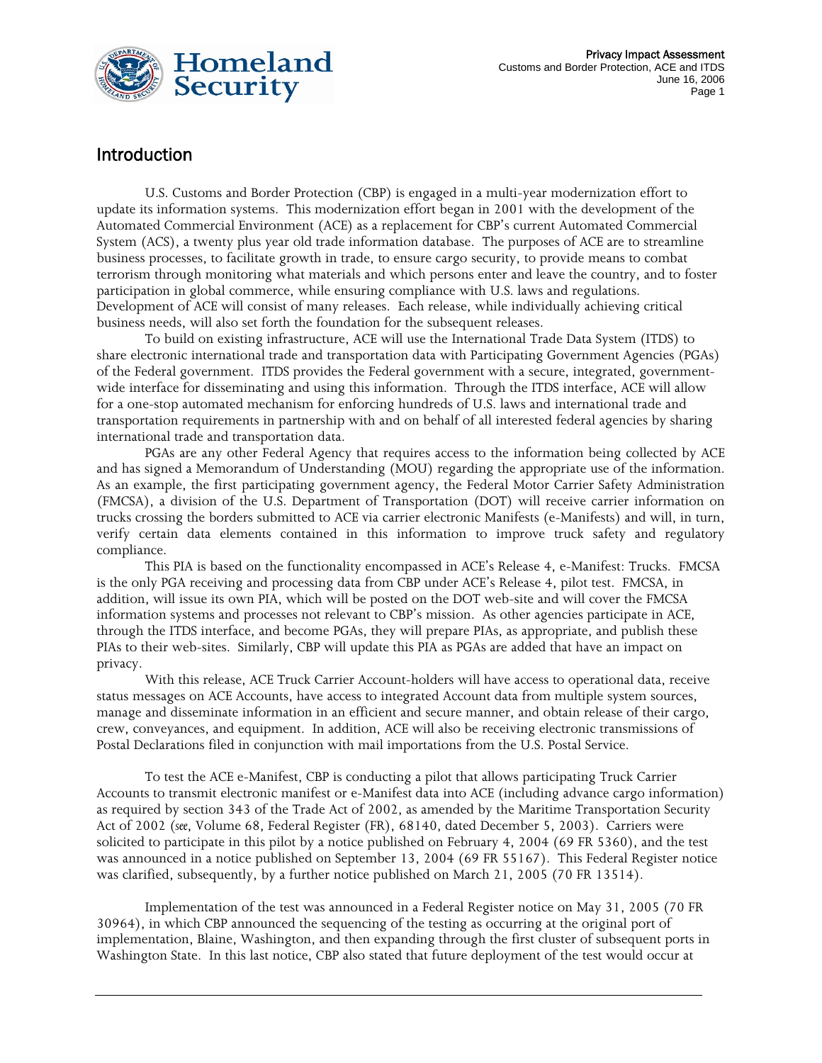## Introduction

U.S. Customs and Border Protection (CBP) is engaged in a multi-year modernization effort to update its information systems. This modernization effort began in 2001 with the development of the Automated Commercial Environment (ACE) as a replacement for CBP's current Automated Commercial System (ACS), a twenty plus year old trade information database. The purposes of ACE are to streamline business processes, to facilitate growth in trade, to ensure cargo security, to provide means to combat terrorism through monitoring what materials and which persons enter and leave the country, and to foster participation in global commerce, while ensuring compliance with U.S. laws and regulations. Development of ACE will consist of many releases. Each release, while individually achieving critical business needs, will also set forth the foundation for the subsequent releases.

To build on existing infrastructure, ACE will use the International Trade Data System (ITDS) to share electronic international trade and transportation data with Participating Government Agencies (PGAs) of the Federal government. ITDS provides the Federal government with a secure, integrated, government-wide interface for disseminating and using this information. Through the ITDS interface, ACE will allow for a one-stop automated mechanism for enforcing hundreds of U.S. laws and international trade and transportation requirements in partnership with and on behalf of all interested federal agencies by sharing international trade and transportation data.

PGAs are any other Federal Agency that requires access to the information being collected by ACE and has signed a Memorandum of Understanding (MOU) regarding the appropriate use of the information. As an example, the first participating government agency, the Federal Motor Carrier Safety Administration (FMCSA), a division of the U.S. Department of Transportation (DOT) will receive carrier information on trucks crossing the borders submitted to ACE via carrier electronic Manifests (e-Manifests) and will, in turn, verify certain data elements contained in this information to improve truck safety and regulatory compliance.

This PIA is based on the functionality encompassed in ACE's Release 4, e-Manifest: Trucks. FMCSA is the only PGA receiving and processing data from CBP under ACE's Release 4, pilot test. FMCSA, in addition, will issue its own PIA, which will be posted on the DOT web-site and will cover the FMCSA information systems and processes not relevant to CBP's mission. As other agencies participate in ACE, through the ITDS interface, and become PGAs, they will prepare PIAs, as appropriate, and publish these PIAs to their web-sites. Similarly, CBP will update this PIA as PGAs are added that have an impact on privacy.

With this release, ACE Truck Carrier Account-holders will have access to operational data, receive status messages on ACE Accounts, have access to integrated Account data from multiple system sources, manage and disseminate information in an efficient and secure manner, and obtain release of their cargo, crew, conveyances, and equipment. In addition, ACE will also be receiving electronic transmissions of Postal Declarations filed in conjunction with mail importations from the U.S. Postal Service.

To test the ACE e-Manifest, CBP is conducting a pilot that allows participating Truck Carrier Accounts to transmit electronic manifest or e-Manifest data into ACE (including advance cargo information) as required by section 343 of the Trade Act of 2002, as amended by the Maritime Transportation Security Act of 2002 (*see*, Volume 68, Federal Register (FR), 68140, dated December 5, 2003). Carriers were solicited to participate in this pilot by a notice published on February 4, 2004 (69 FR 5360), and the test was announced in a notice published on September 13, 2004 (69 FR 55167). This Federal Register notice was clarified, subsequently, by a further notice published on March 21, 2005 (70 FR 13514).

Implementation of the test was announced in a Federal Register notice on May 31, 2005 (70 FR 30964), in which CBP announced the sequencing of the testing as occurring at the original port of implementation, Blaine, Washington, and then expanding through the first cluster of subsequent ports in Washington State. In this last notice, CBP also stated that future deployment of the test would occur at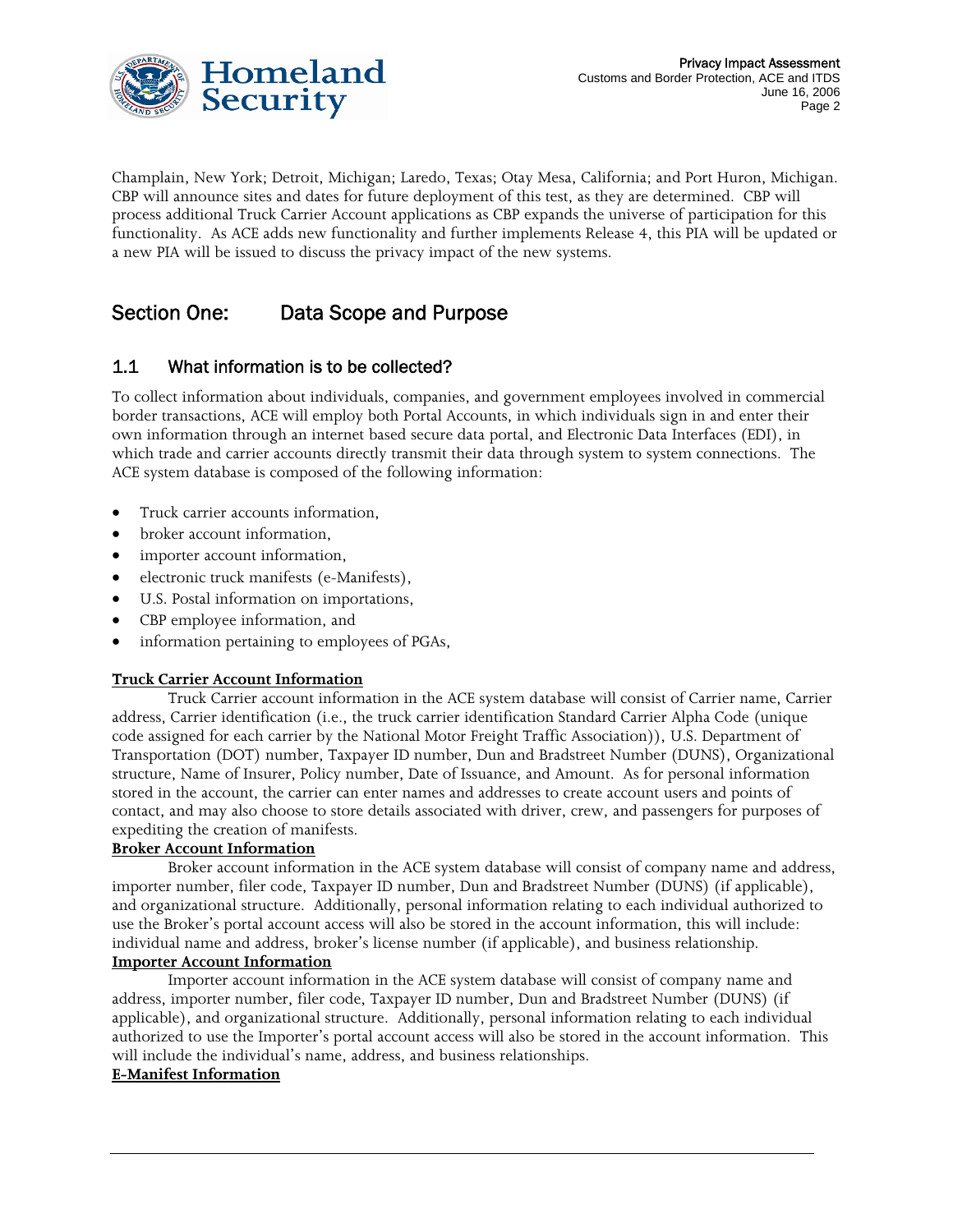Champlain, New York; Detroit, Michigan; Laredo, Texas; Otay Mesa, California; and Port Huron, Michigan. CBP will announce sites and dates for future deployment of this test, as they are determined. CBP will process additional Truck Carrier Account applications as CBP expands the universe of participation for this functionality. As ACE adds new functionality and further implements Release 4, this PIA will be updated or a new PIA will be issued to discuss the privacy impact of the new systems.

## Section One: Data Scope and Purpose

### 1.1 What information is to be collected?

To collect information about individuals, companies, and government employees involved in commercial border transactions, ACE will employ both Portal Accounts, in which individuals sign in and enter their own information through an internet based secure data portal, and Electronic Data Interfaces (EDI), in which trade and carrier accounts directly transmit their data through system to system connections. The ACE system database is composed of the following information:

- Truck carrier accounts information,
- broker account information,
- importer account information,
- electronic truck manifests (e-Manifests),
- U.S. Postal information on importations,
- CBP employee information, and
- information pertaining to employees of PGAs,

**Truck Carrier Account Information**

Truck Carrier account information in the ACE system database will consist of Carrier name, Carrier address, Carrier identification (i.e., the truck carrier identification Standard Carrier Alpha Code (unique code assigned for each carrier by the National Motor Freight Traffic Association)), U.S. Department of Transportation (DOT) number, Taxpayer ID number, Dun and Bradstreet Number (DUNS), Organizational structure, Name of Insurer, Policy number, Date of Issuance, and Amount. As for personal information stored in the account, the carrier can enter names and addresses to create account users and points of contact, and may also choose to store details associated with driver, crew, and passengers for purposes of expediting the creation of manifests.

**Broker Account Information**

Broker account information in the ACE system database will consist of company name and address, importer number, filer code, Taxpayer ID number, Dun and Bradstreet Number (DUNS) (if applicable), and organizational structure. Additionally, personal information relating to each individual authorized to use the Broker's portal account access will also be stored in the account information, this will include: individual name and address, broker's license number (if applicable), and business relationship.

**Importer Account Information**

Importer account information in the ACE system database will consist of company name and address, importer number, filer code, Taxpayer ID number, Dun and Bradstreet Number (DUNS) (if applicable), and organizational structure. Additionally, personal information relating to each individual authorized to use the Importer's portal account access will also be stored in the account information. This will include the individual's name, address, and business relationships.

**E-Manifest Information**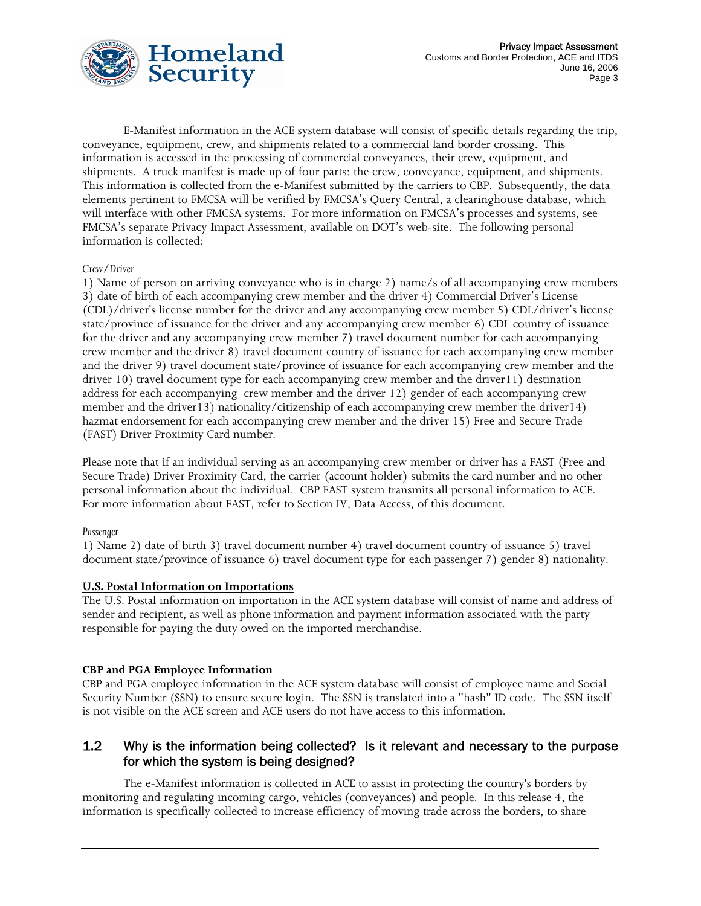E-Manifest information in the ACE system database will consist of specific details regarding the trip, conveyance, equipment, crew, and shipments related to a commercial land border crossing. This information is accessed in the processing of commercial conveyances, their crew, equipment, and shipments. A truck manifest is made up of four parts: the crew, conveyance, equipment, and shipments. This information is collected from the e-Manifest submitted by the carriers to CBP. Subsequently, the data elements pertinent to FMCSA will be verified by FMCSA's Query Central, a clearinghouse database, which will interface with other FMCSA systems. For more information on FMCSA's processes and systems, see FMCSA's separate Privacy Impact Assessment, available on DOT's web-site. The following personal information is collected:

*Crew/Driver*

1) Name of person on arriving conveyance who is in charge 2) name/s of all accompanying crew members 3) date of birth of each accompanying crew member and the driver 4) Commercial Driver's License (CDL)/driver's license number for the driver and any accompanying crew member 5) CDL/driver's license state/province of issuance for the driver and any accompanying crew member 6) CDL country of issuance for the driver and any accompanying crew member 7) travel document number for each accompanying crew member and the driver 8) travel document country of issuance for each accompanying crew member and the driver 9) travel document state/province of issuance for each accompanying crew member and the driver 10) travel document type for each accompanying crew member and the driver11) destination address for each accompanying crew member and the driver 12) gender of each accompanying crew member and the driver13) nationality/citizenship of each accompanying crew member the driver14) hazmat endorsement for each accompanying crew member and the driver 15) Free and Secure Trade (FAST) Driver Proximity Card number.

Please note that if an individual serving as an accompanying crew member or driver has a FAST (Free and Secure Trade) Driver Proximity Card, the carrier (account holder) submits the card number and no other personal information about the individual. CBP FAST system transmits all personal information to ACE. For more information about FAST, refer to Section IV, Data Access, of this document.

*Passenger*

1) Name 2) date of birth 3) travel document number 4) travel document country of issuance 5) travel document state/province of issuance 6) travel document type for each passenger 7) gender 8) nationality.

**U.S. Postal Information on Importations**

The U.S. Postal information on importation in the ACE system database will consist of name and address of sender and recipient, as well as phone information and payment information associated with the party responsible for paying the duty owed on the imported merchandise.

**CBP and PGA Employee Information**

CBP and PGA employee information in the ACE system database will consist of employee name and Social Security Number (SSN) to ensure secure login. The SSN is translated into a "hash" ID code. The SSN itself is not visible on the ACE screen and ACE users do not have access to this information.

## 1.2 Why is the information being collected? Is it relevant and necessary to the purpose for which the system is being designed?

The e-Manifest information is collected in ACE to assist in protecting the country's borders by monitoring and regulating incoming cargo, vehicles (conveyances) and people. In this release 4, the information is specifically collected to increase efficiency of moving trade across the borders, to share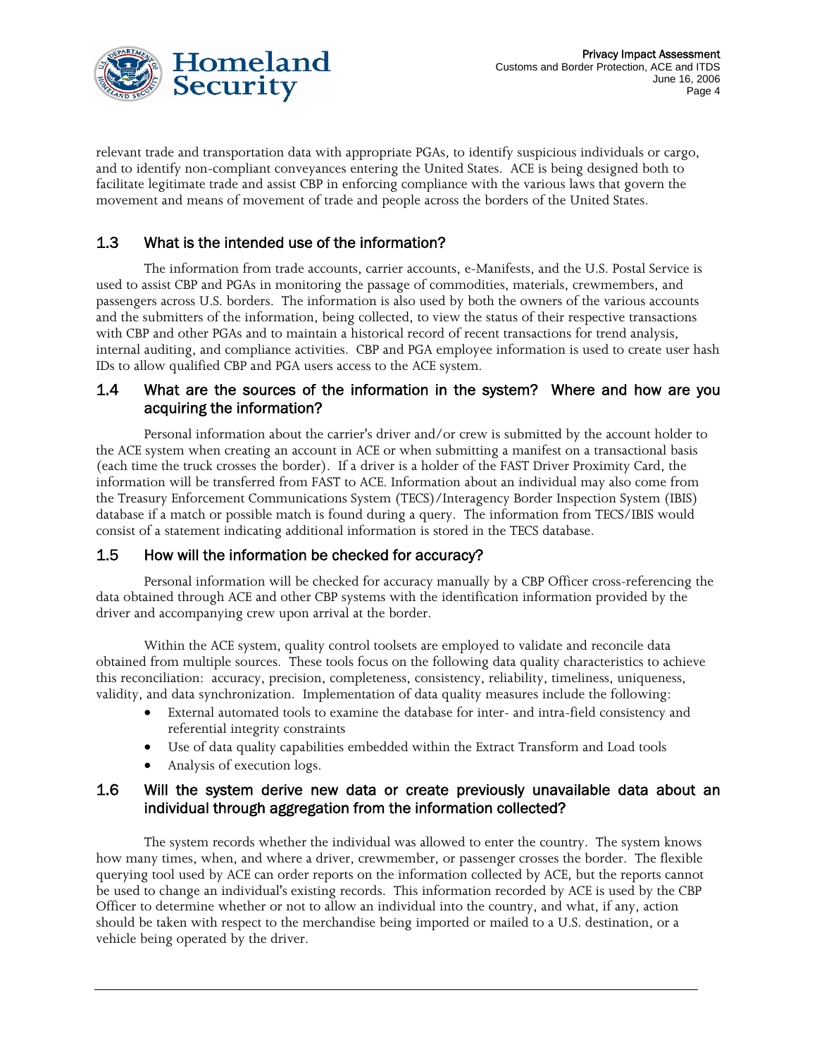relevant trade and transportation data with appropriate PGAs, to identify suspicious individuals or cargo, and to identify non-compliant conveyances entering the United States. ACE is being designed both to facilitate legitimate trade and assist CBP in enforcing compliance with the various laws that govern the movement and means of movement of trade and people across the borders of the United States.

### 1.3 What is the intended use of the information?

The information from trade accounts, carrier accounts, e-Manifests, and the U.S. Postal Service is used to assist CBP and PGAs in monitoring the passage of commodities, materials, crewmembers, and passengers across U.S. borders. The information is also used by both the owners of the various accounts and the submitters of the information, being collected, to view the status of their respective transactions with CBP and other PGAs and to maintain a historical record of recent transactions for trend analysis, internal auditing, and compliance activities. CBP and PGA employee information is used to create user hash IDs to allow qualified CBP and PGA users access to the ACE system.

### 1.4 What are the sources of the information in the system? Where and how are you acquiring the information?

Personal information about the carrier's driver and/or crew is submitted by the account holder to the ACE system when creating an account in ACE or when submitting a manifest on a transactional basis (each time the truck crosses the border). If a driver is a holder of the FAST Driver Proximity Card, the information will be transferred from FAST to ACE. Information about an individual may also come from the Treasury Enforcement Communications System (TECS)/Interagency Border Inspection System (IBIS) database if a match or possible match is found during a query. The information from TECS/IBIS would consist of a statement indicating additional information is stored in the TECS database.

### 1.5 How will the information be checked for accuracy?

Personal information will be checked for accuracy manually by a CBP Officer cross-referencing the data obtained through ACE and other CBP systems with the identification information provided by the driver and accompanying crew upon arrival at the border.

Within the ACE system, quality control toolsets are employed to validate and reconcile data obtained from multiple sources. These tools focus on the following data quality characteristics to achieve this reconciliation: accuracy, precision, completeness, consistency, reliability, timeliness, uniqueness, validity, and data synchronization. Implementation of data quality measures include the following:

- External automated tools to examine the database for inter- and intra-field consistency and referential integrity constraints
- Use of data quality capabilities embedded within the Extract Transform and Load tools
- Analysis of execution logs.

### 1.6 Will the system derive new data or create previously unavailable data about an individual through aggregation from the information collected?

The system records whether the individual was allowed to enter the country. The system knows how many times, when, and where a driver, crewmember, or passenger crosses the border. The flexible querying tool used by ACE can order reports on the information collected by ACE, but the reports cannot be used to change an individual's existing records. This information recorded by ACE is used by the CBP Officer to determine whether or not to allow an individual into the country, and what, if any, action should be taken with respect to the merchandise being imported or mailed to a U.S. destination, or a vehicle being operated by the driver.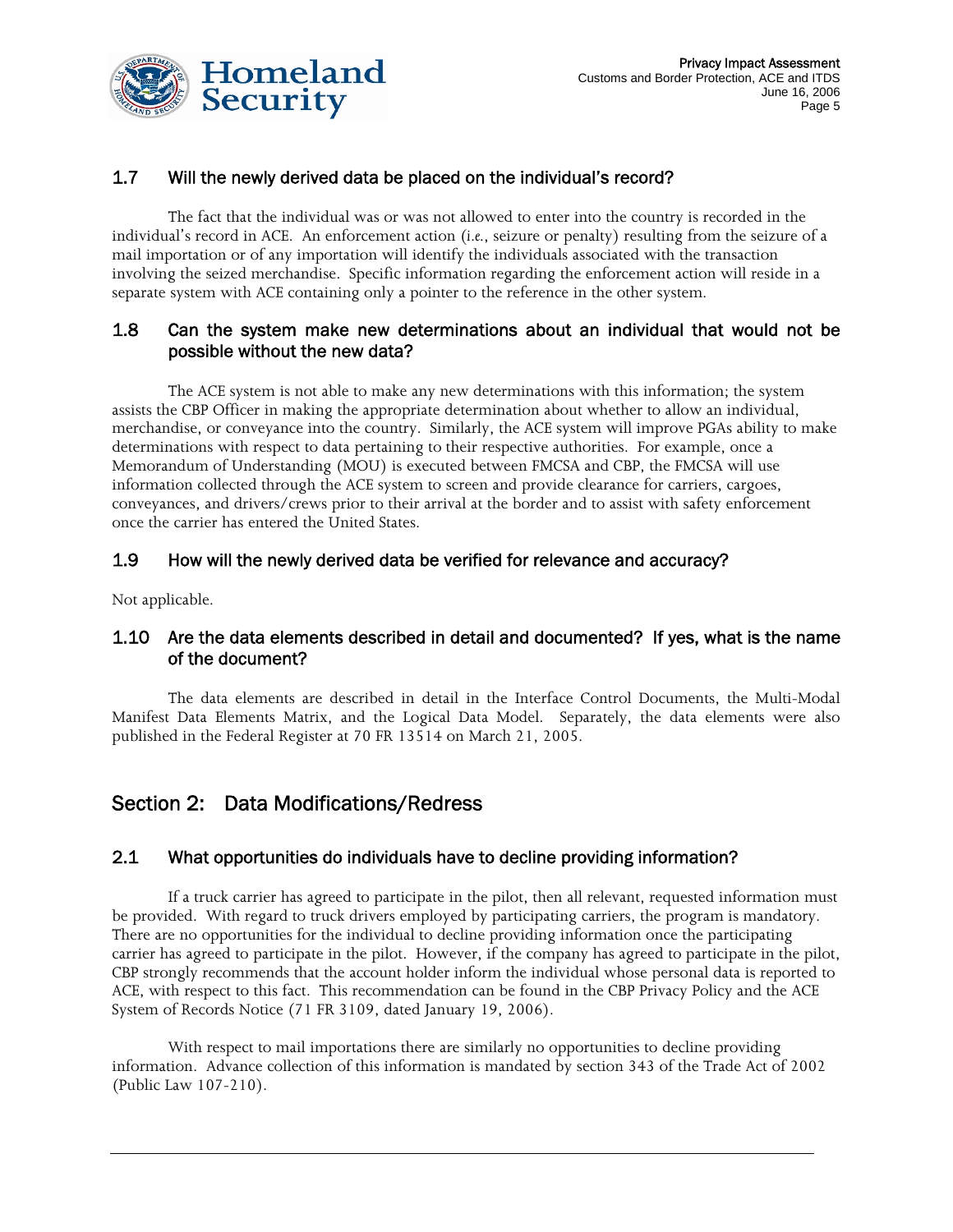### 1.7 Will the newly derived data be placed on the individual's record?

The fact that the individual was or was not allowed to enter into the country is recorded in the individual's record in ACE. An enforcement action (*i.e.*, seizure or penalty) resulting from the seizure of a mail importation or of any importation will identify the individuals associated with the transaction involving the seized merchandise. Specific information regarding the enforcement action will reside in a separate system with ACE containing only a pointer to the reference in the other system.

### 1.8 Can the system make new determinations about an individual that would not be possible without the new data?

The ACE system is not able to make any new determinations with this information; the system assists the CBP Officer in making the appropriate determination about whether to allow an individual, merchandise, or conveyance into the country. Similarly, the ACE system will improve PGAs ability to make determinations with respect to data pertaining to their respective authorities. For example, once a Memorandum of Understanding (MOU) is executed between FMCSA and CBP, the FMCSA will use information collected through the ACE system to screen and provide clearance for carriers, cargoes, conveyances, and drivers/crews prior to their arrival at the border and to assist with safety enforcement once the carrier has entered the United States.

### 1.9 How will the newly derived data be verified for relevance and accuracy?

Not applicable.

### 1.10 Are the data elements described in detail and documented? If yes, what is the name of the document?

The data elements are described in detail in the Interface Control Documents, the Multi-Modal Manifest Data Elements Matrix, and the Logical Data Model. Separately, the data elements were also published in the Federal Register at 70 FR 13514 on March 21, 2005.

## Section 2: Data Modifications/Redress

### 2.1 What opportunities do individuals have to decline providing information?

If a truck carrier has agreed to participate in the pilot, then all relevant, requested information must be provided. With regard to truck drivers employed by participating carriers, the program is mandatory. There are no opportunities for the individual to decline providing information once the participating carrier has agreed to participate in the pilot. However, if the company has agreed to participate in the pilot, CBP strongly recommends that the account holder inform the individual whose personal data is reported to ACE, with respect to this fact. This recommendation can be found in the CBP Privacy Policy and the ACE System of Records Notice (71 FR 3109, dated January 19, 2006).

With respect to mail importations there are similarly no opportunities to decline providing information. Advance collection of this information is mandated by section 343 of the Trade Act of 2002 (Public Law 107-210).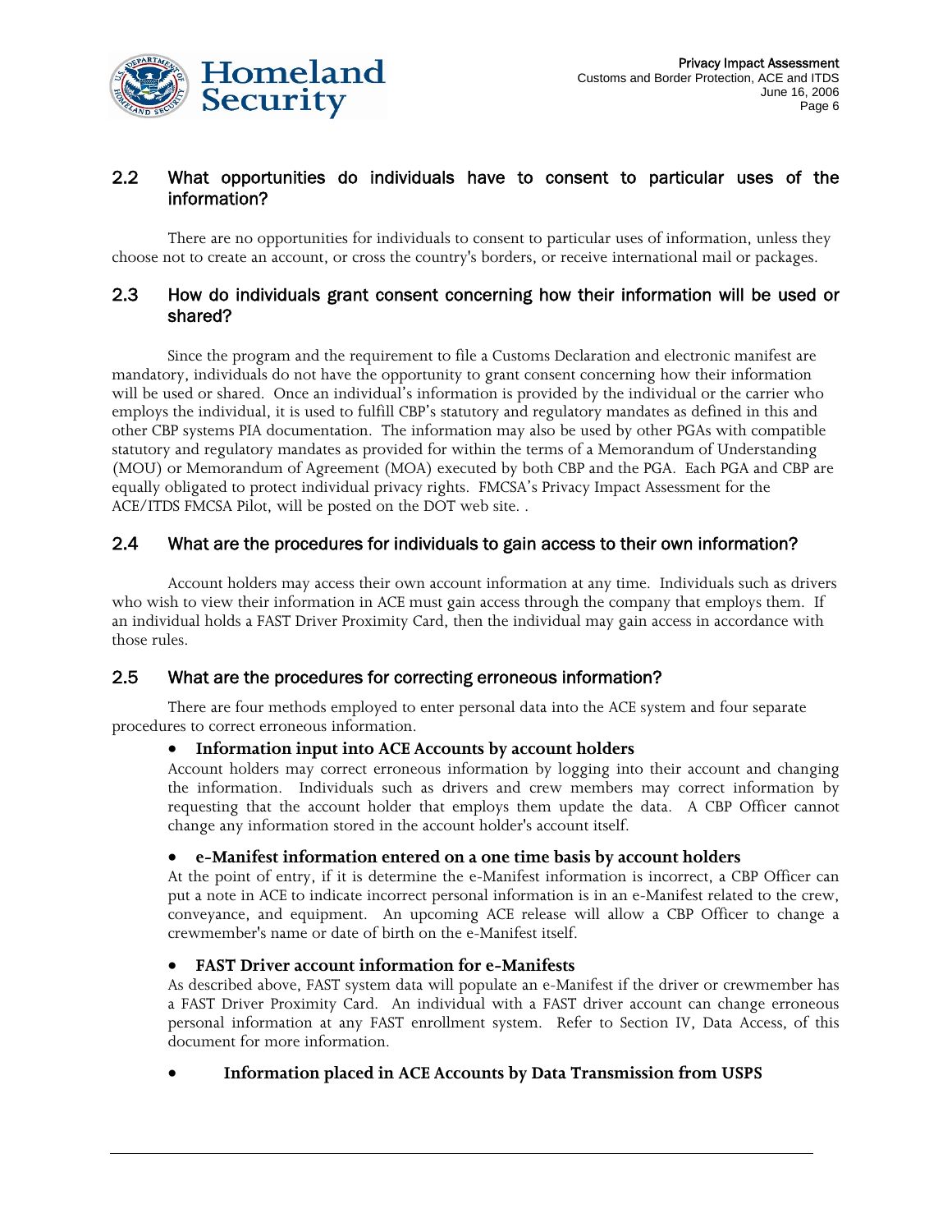### 2.2 What opportunities do individuals have to consent to particular uses of the information?

There are no opportunities for individuals to consent to particular uses of information, unless they choose not to create an account, or cross the country's borders, or receive international mail or packages.

### 2.3 How do individuals grant consent concerning how their information will be used or shared?

Since the program and the requirement to file a Customs Declaration and electronic manifest are mandatory, individuals do not have the opportunity to grant consent concerning how their information will be used or shared. Once an individual's information is provided by the individual or the carrier who employs the individual, it is used to fulfill CBP's statutory and regulatory mandates as defined in this and other CBP systems PIA documentation. The information may also be used by other PGAs with compatible statutory and regulatory mandates as provided for within the terms of a Memorandum of Understanding (MOU) or Memorandum of Agreement (MOA) executed by both CBP and the PGA. Each PGA and CBP are equally obligated to protect individual privacy rights. FMCSA's Privacy Impact Assessment for the ACE/ITDS FMCSA Pilot, will be posted on the DOT web site. .

### 2.4 What are the procedures for individuals to gain access to their own information?

Account holders may access their own account information at any time. Individuals such as drivers who wish to view their information in ACE must gain access through the company that employs them. If an individual holds a FAST Driver Proximity Card, then the individual may gain access in accordance with those rules.

### 2.5 What are the procedures for correcting erroneous information?

There are four methods employed to enter personal data into the ACE system and four separate procedures to correct erroneous information.

- **Information input into ACE Accounts by account holders**
  Account holders may correct erroneous information by logging into their account and changing the information. Individuals such as drivers and crew members may correct information by requesting that the account holder that employs them update the data. A CBP Officer cannot change any information stored in the account holder's account itself.

- **e-Manifest information entered on a one time basis by account holders**
  At the point of entry, if it is determine the e-Manifest information is incorrect, a CBP Officer can put a note in ACE to indicate incorrect personal information is in an e-Manifest related to the crew, conveyance, and equipment. An upcoming ACE release will allow a CBP Officer to change a crewmember's name or date of birth on the e-Manifest itself.

- **FAST Driver account information for e-Manifests**
  As described above, FAST system data will populate an e-Manifest if the driver or crewmember has a FAST Driver Proximity Card. An individual with a FAST driver account can change erroneous personal information at any FAST enrollment system. Refer to Section IV, Data Access, of this document for more information.

- **Information placed in ACE Accounts by Data Transmission from USPS**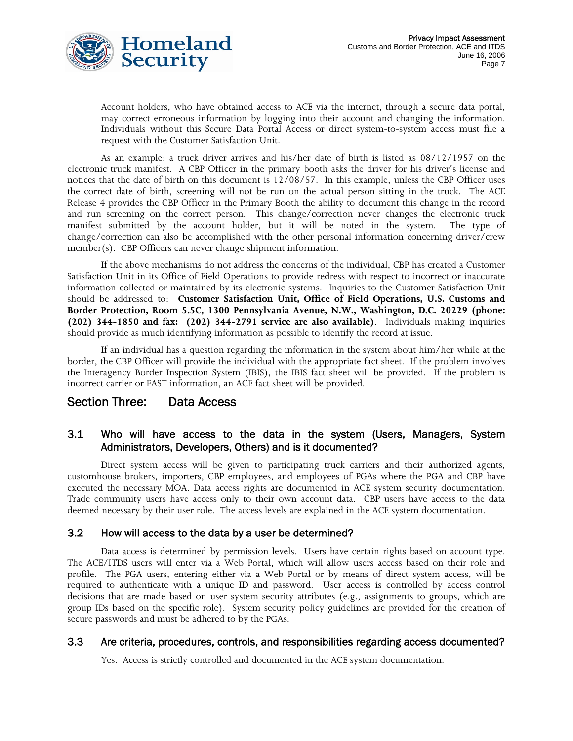Account holders, who have obtained access to ACE via the internet, through a secure data portal, may correct erroneous information by logging into their account and changing the information. Individuals without this Secure Data Portal Access or direct system-to-system access must file a request with the Customer Satisfaction Unit.

As an example: a truck driver arrives and his/her date of birth is listed as 08/12/1957 on the electronic truck manifest. A CBP Officer in the primary booth asks the driver for his driver's license and notices that the date of birth on this document is 12/08/57. In this example, unless the CBP Officer uses the correct date of birth, screening will not be run on the actual person sitting in the truck. The ACE Release 4 provides the CBP Officer in the Primary Booth the ability to document this change in the record and run screening on the correct person. This change/correction never changes the electronic truck manifest submitted by the account holder, but it will be noted in the system. The type of change/correction can also be accomplished with the other personal information concerning driver/crew member(s). CBP Officers can never change shipment information.

If the above mechanisms do not address the concerns of the individual, CBP has created a Customer Satisfaction Unit in its Office of Field Operations to provide redress with respect to incorrect or inaccurate information collected or maintained by its electronic systems. Inquiries to the Customer Satisfaction Unit should be addressed to: **Customer Satisfaction Unit, Office of Field Operations, U.S. Customs and Border Protection, Room 5.5C, 1300 Pennsylvania Avenue, N.W., Washington, D.C. 20229 (phone: (202) 344-1850 and fax: (202) 344-2791 service are also available)**. Individuals making inquiries should provide as much identifying information as possible to identify the record at issue.

If an individual has a question regarding the information in the system about him/her while at the border, the CBP Officer will provide the individual with the appropriate fact sheet. If the problem involves the Interagency Border Inspection System (IBIS), the IBIS fact sheet will be provided. If the problem is incorrect carrier or FAST information, an ACE fact sheet will be provided.

## Section Three: Data Access

### 3.1 Who will have access to the data in the system (Users, Managers, System Administrators, Developers, Others) and is it documented?

Direct system access will be given to participating truck carriers and their authorized agents, customhouse brokers, importers, CBP employees, and employees of PGAs where the PGA and CBP have executed the necessary MOA. Data access rights are documented in ACE system security documentation. Trade community users have access only to their own account data. CBP users have access to the data deemed necessary by their user role. The access levels are explained in the ACE system documentation.

### 3.2 How will access to the data by a user be determined?

Data access is determined by permission levels. Users have certain rights based on account type. The ACE/ITDS users will enter via a Web Portal, which will allow users access based on their role and profile. The PGA users, entering either via a Web Portal or by means of direct system access, will be required to authenticate with a unique ID and password. User access is controlled by access control decisions that are made based on user system security attributes (e.g., assignments to groups, which are group IDs based on the specific role). System security policy guidelines are provided for the creation of secure passwords and must be adhered to by the PGAs.

### 3.3 Are criteria, procedures, controls, and responsibilities regarding access documented?

Yes. Access is strictly controlled and documented in the ACE system documentation.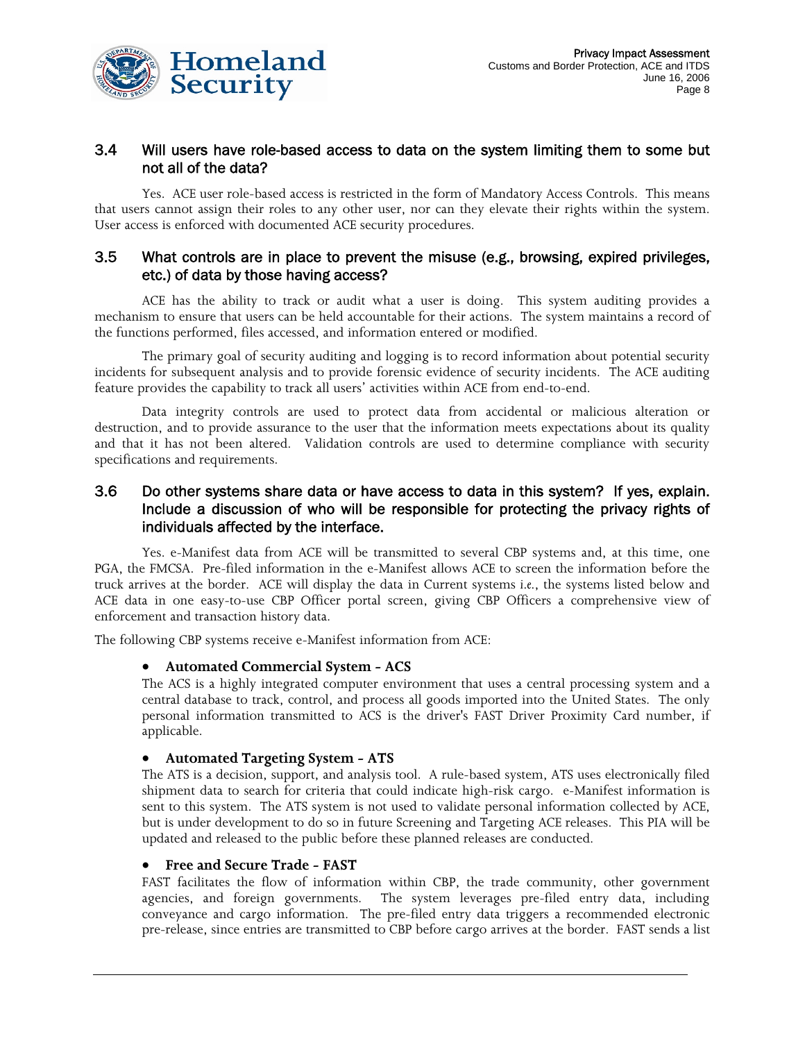### 3.4 Will users have role-based access to data on the system limiting them to some but not all of the data?

Yes. ACE user role-based access is restricted in the form of Mandatory Access Controls. This means that users cannot assign their roles to any other user, nor can they elevate their rights within the system. User access is enforced with documented ACE security procedures.

### 3.5 What controls are in place to prevent the misuse (e.g., browsing, expired privileges, etc.) of data by those having access?

ACE has the ability to track or audit what a user is doing. This system auditing provides a mechanism to ensure that users can be held accountable for their actions. The system maintains a record of the functions performed, files accessed, and information entered or modified.

The primary goal of security auditing and logging is to record information about potential security incidents for subsequent analysis and to provide forensic evidence of security incidents. The ACE auditing feature provides the capability to track all users' activities within ACE from end-to-end.

Data integrity controls are used to protect data from accidental or malicious alteration or destruction, and to provide assurance to the user that the information meets expectations about its quality and that it has not been altered. Validation controls are used to determine compliance with security specifications and requirements.

### 3.6 Do other systems share data or have access to data in this system? If yes, explain. Include a discussion of who will be responsible for protecting the privacy rights of individuals affected by the interface.

Yes. e-Manifest data from ACE will be transmitted to several CBP systems and, at this time, one PGA, the FMCSA. Pre-filed information in the e-Manifest allows ACE to screen the information before the truck arrives at the border. ACE will display the data in Current systems *i.e.*, the systems listed below and ACE data in one easy-to-use CBP Officer portal screen, giving CBP Officers a comprehensive view of enforcement and transaction history data.

The following CBP systems receive e-Manifest information from ACE:

- **Automated Commercial System - ACS**
  The ACS is a highly integrated computer environment that uses a central processing system and a central database to track, control, and process all goods imported into the United States. The only personal information transmitted to ACS is the driver's FAST Driver Proximity Card number, if applicable.

- **Automated Targeting System - ATS**
  The ATS is a decision, support, and analysis tool. A rule-based system, ATS uses electronically filed shipment data to search for criteria that could indicate high-risk cargo. e-Manifest information is sent to this system. The ATS system is not used to validate personal information collected by ACE, but is under development to do so in future Screening and Targeting ACE releases. This PIA will be updated and released to the public before these planned releases are conducted.

- **Free and Secure Trade - FAST**
  FAST facilitates the flow of information within CBP, the trade community, other government agencies, and foreign governments. The system leverages pre-filed entry data, including conveyance and cargo information. The pre-filed entry data triggers a recommended electronic pre-release, since entries are transmitted to CBP before cargo arrives at the border. FAST sends a list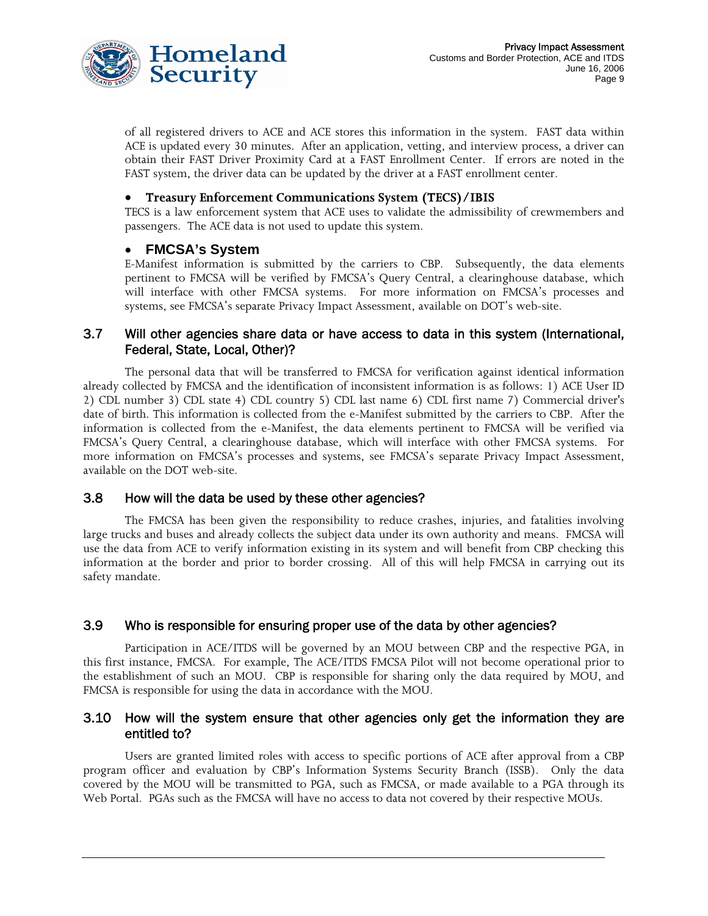of all registered drivers to ACE and ACE stores this information in the system. FAST data within ACE is updated every 30 minutes. After an application, vetting, and interview process, a driver can obtain their FAST Driver Proximity Card at a FAST Enrollment Center. If errors are noted in the FAST system, the driver data can be updated by the driver at a FAST enrollment center.

- **Treasury Enforcement Communications System (TECS)/IBIS**

TECS is a law enforcement system that ACE uses to validate the admissibility of crewmembers and passengers. The ACE data is not used to update this system.

- **FMCSA's System**

E-Manifest information is submitted by the carriers to CBP. Subsequently, the data elements pertinent to FMCSA will be verified by FMCSA's Query Central, a clearinghouse database, which will interface with other FMCSA systems. For more information on FMCSA's processes and systems, see FMCSA's separate Privacy Impact Assessment, available on DOT's web-site.

## 3.7 Will other agencies share data or have access to data in this system (International, Federal, State, Local, Other)?

The personal data that will be transferred to FMCSA for verification against identical information already collected by FMCSA and the identification of inconsistent information is as follows: 1) ACE User ID 2) CDL number 3) CDL state 4) CDL country 5) CDL last name 6) CDL first name 7) Commercial driver's date of birth. This information is collected from the e-Manifest submitted by the carriers to CBP. After the information is collected from the e-Manifest, the data elements pertinent to FMCSA will be verified via FMCSA's Query Central, a clearinghouse database, which will interface with other FMCSA systems. For more information on FMCSA's processes and systems, see FMCSA's separate Privacy Impact Assessment, available on the DOT web-site.

## 3.8 How will the data be used by these other agencies?

The FMCSA has been given the responsibility to reduce crashes, injuries, and fatalities involving large trucks and buses and already collects the subject data under its own authority and means. FMCSA will use the data from ACE to verify information existing in its system and will benefit from CBP checking this information at the border and prior to border crossing. All of this will help FMCSA in carrying out its safety mandate.

## 3.9 Who is responsible for ensuring proper use of the data by other agencies?

Participation in ACE/ITDS will be governed by an MOU between CBP and the respective PGA, in this first instance, FMCSA. For example, The ACE/ITDS FMCSA Pilot will not become operational prior to the establishment of such an MOU. CBP is responsible for sharing only the data required by MOU, and FMCSA is responsible for using the data in accordance with the MOU.

## 3.10 How will the system ensure that other agencies only get the information they are entitled to?

Users are granted limited roles with access to specific portions of ACE after approval from a CBP program officer and evaluation by CBP's Information Systems Security Branch (ISSB). Only the data covered by the MOU will be transmitted to PGA, such as FMCSA, or made available to a PGA through its Web Portal. PGAs such as the FMCSA will have no access to data not covered by their respective MOUs.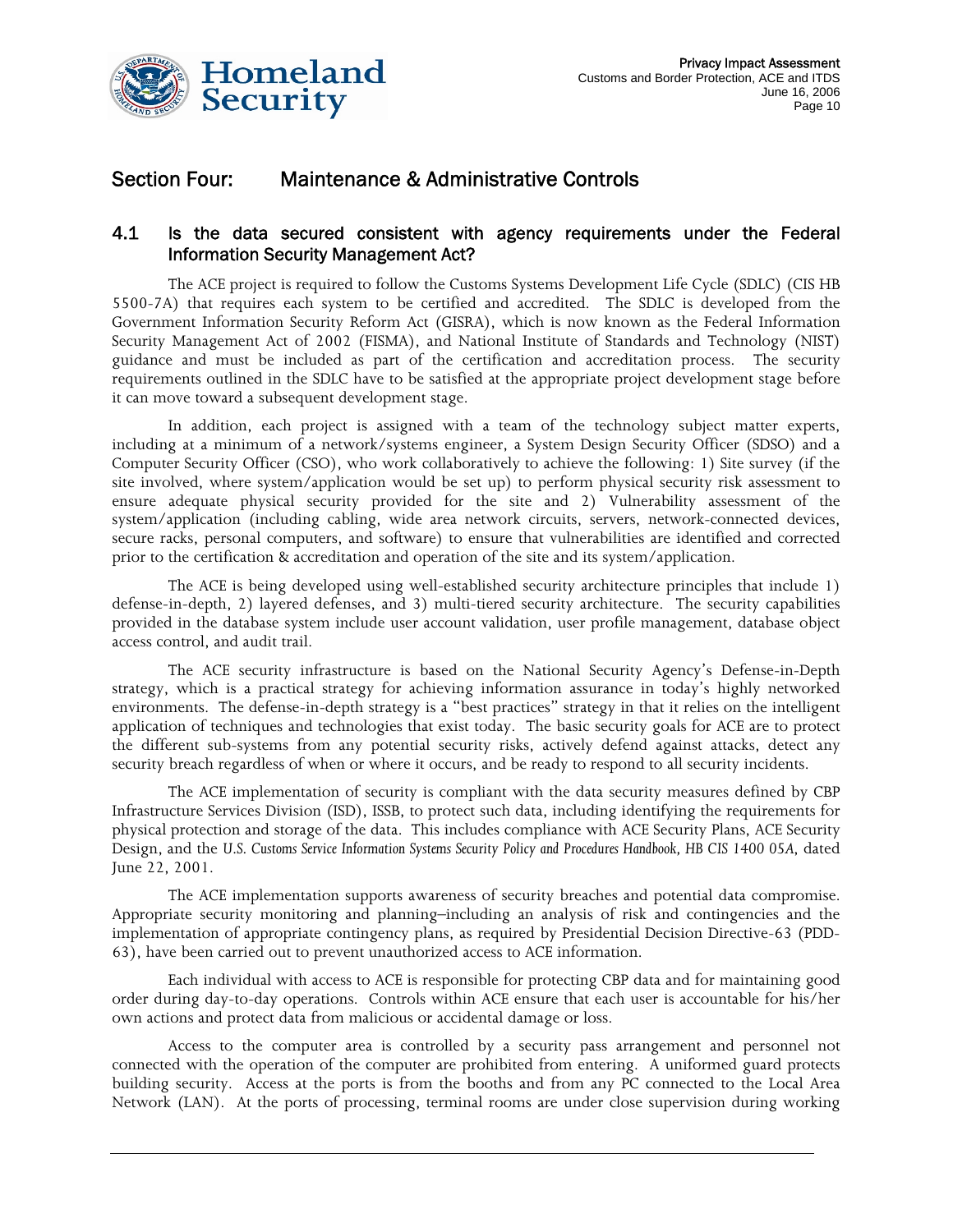## Section Four: Maintenance & Administrative Controls

### 4.1 Is the data secured consistent with agency requirements under the Federal Information Security Management Act?

The ACE project is required to follow the Customs Systems Development Life Cycle (SDLC) (CIS HB 5500-7A) that requires each system to be certified and accredited. The SDLC is developed from the Government Information Security Reform Act (GISRA), which is now known as the Federal Information Security Management Act of 2002 (FISMA), and National Institute of Standards and Technology (NIST) guidance and must be included as part of the certification and accreditation process. The security requirements outlined in the SDLC have to be satisfied at the appropriate project development stage before it can move toward a subsequent development stage.

In addition, each project is assigned with a team of the technology subject matter experts, including at a minimum of a network/systems engineer, a System Design Security Officer (SDSO) and a Computer Security Officer (CSO), who work collaboratively to achieve the following: 1) Site survey (if the site involved, where system/application would be set up) to perform physical security risk assessment to ensure adequate physical security provided for the site and 2) Vulnerability assessment of the system/application (including cabling, wide area network circuits, servers, network-connected devices, secure racks, personal computers, and software) to ensure that vulnerabilities are identified and corrected prior to the certification & accreditation and operation of the site and its system/application.

The ACE is being developed using well-established security architecture principles that include 1) defense-in-depth, 2) layered defenses, and 3) multi-tiered security architecture. The security capabilities provided in the database system include user account validation, user profile management, database object access control, and audit trail.

The ACE security infrastructure is based on the National Security Agency's Defense-in-Depth strategy, which is a practical strategy for achieving information assurance in today's highly networked environments. The defense-in-depth strategy is a "best practices" strategy in that it relies on the intelligent application of techniques and technologies that exist today. The basic security goals for ACE are to protect the different sub-systems from any potential security risks, actively defend against attacks, detect any security breach regardless of when or where it occurs, and be ready to respond to all security incidents.

The ACE implementation of security is compliant with the data security measures defined by CBP Infrastructure Services Division (ISD), ISSB, to protect such data, including identifying the requirements for physical protection and storage of the data. This includes compliance with ACE Security Plans, ACE Security Design, and the *U.S. Customs Service Information Systems Security Policy and Procedures Handbook, HB CIS 1400 05A*, dated June 22, 2001.

The ACE implementation supports awareness of security breaches and potential data compromise. Appropriate security monitoring and planning–including an analysis of risk and contingencies and the implementation of appropriate contingency plans, as required by Presidential Decision Directive-63 (PDD-63), have been carried out to prevent unauthorized access to ACE information.

Each individual with access to ACE is responsible for protecting CBP data and for maintaining good order during day-to-day operations. Controls within ACE ensure that each user is accountable for his/her own actions and protect data from malicious or accidental damage or loss.

Access to the computer area is controlled by a security pass arrangement and personnel not connected with the operation of the computer are prohibited from entering. A uniformed guard protects building security. Access at the ports is from the booths and from any PC connected to the Local Area Network (LAN). At the ports of processing, terminal rooms are under close supervision during working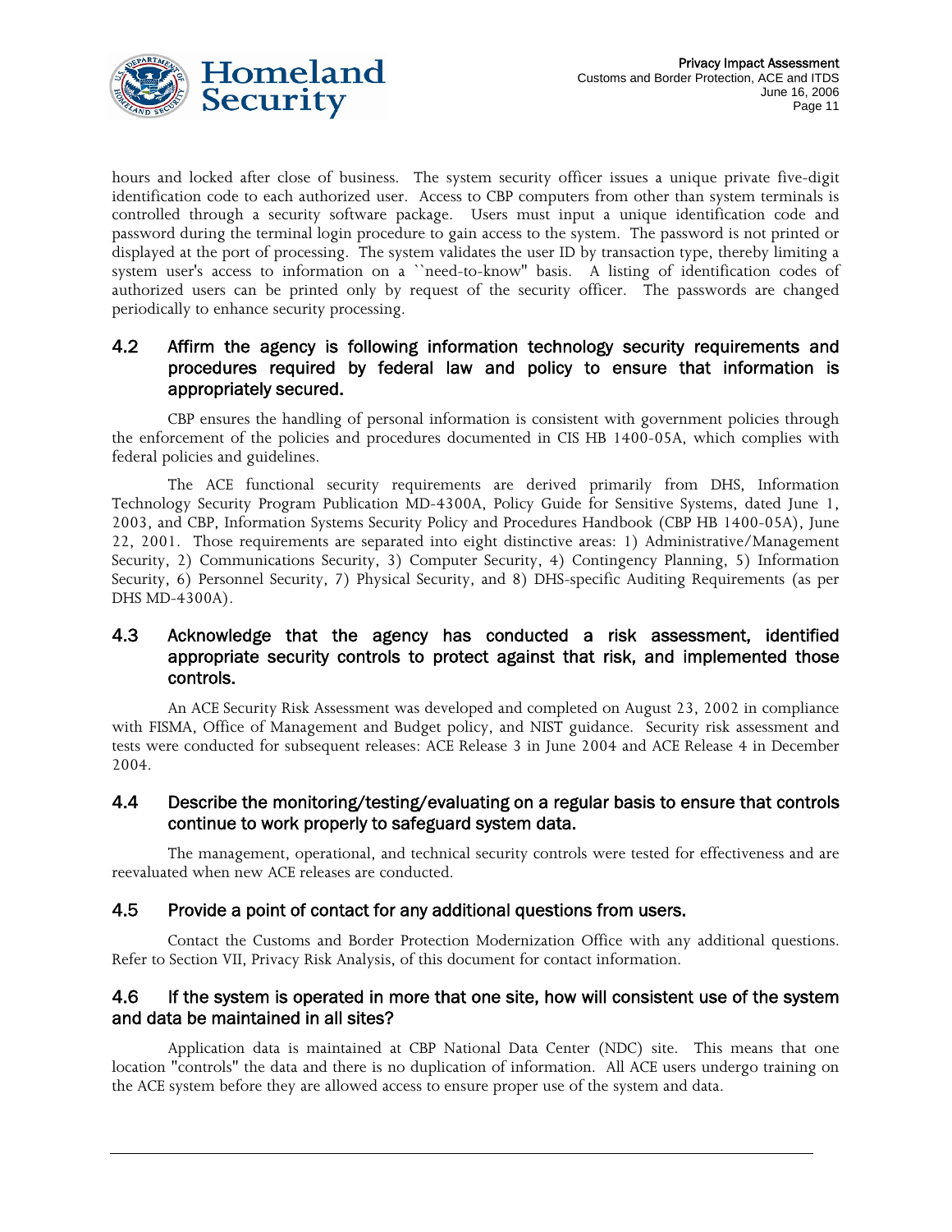hours and locked after close of business. The system security officer issues a unique private five-digit identification code to each authorized user. Access to CBP computers from other than system terminals is controlled through a security software package. Users must input a unique identification code and password during the terminal login procedure to gain access to the system. The password is not printed or displayed at the port of processing. The system validates the user ID by transaction type, thereby limiting a system user's access to information on a ``need-to-know'' basis. A listing of identification codes of authorized users can be printed only by request of the security officer. The passwords are changed periodically to enhance security processing.

### 4.2 Affirm the agency is following information technology security requirements and procedures required by federal law and policy to ensure that information is appropriately secured.

CBP ensures the handling of personal information is consistent with government policies through the enforcement of the policies and procedures documented in CIS HB 1400-05A, which complies with federal policies and guidelines.

The ACE functional security requirements are derived primarily from DHS, Information Technology Security Program Publication MD-4300A, Policy Guide for Sensitive Systems, dated June 1, 2003, and CBP, Information Systems Security Policy and Procedures Handbook (CBP HB 1400-05A), June 22, 2001. Those requirements are separated into eight distinctive areas: 1) Administrative/Management Security, 2) Communications Security, 3) Computer Security, 4) Contingency Planning, 5) Information Security, 6) Personnel Security, 7) Physical Security, and 8) DHS-specific Auditing Requirements (as per DHS MD-4300A).

### 4.3 Acknowledge that the agency has conducted a risk assessment, identified appropriate security controls to protect against that risk, and implemented those controls.

An ACE Security Risk Assessment was developed and completed on August 23, 2002 in compliance with FISMA, Office of Management and Budget policy, and NIST guidance. Security risk assessment and tests were conducted for subsequent releases: ACE Release 3 in June 2004 and ACE Release 4 in December 2004.

### 4.4 Describe the monitoring/testing/evaluating on a regular basis to ensure that controls continue to work properly to safeguard system data.

The management, operational, and technical security controls were tested for effectiveness and are reevaluated when new ACE releases are conducted.

### 4.5 Provide a point of contact for any additional questions from users.

Contact the Customs and Border Protection Modernization Office with any additional questions. Refer to Section VII, Privacy Risk Analysis, of this document for contact information.

### 4.6 If the system is operated in more that one site, how will consistent use of the system and data be maintained in all sites?

Application data is maintained at CBP National Data Center (NDC) site. This means that one location "controls" the data and there is no duplication of information. All ACE users undergo training on the ACE system before they are allowed access to ensure proper use of the system and data.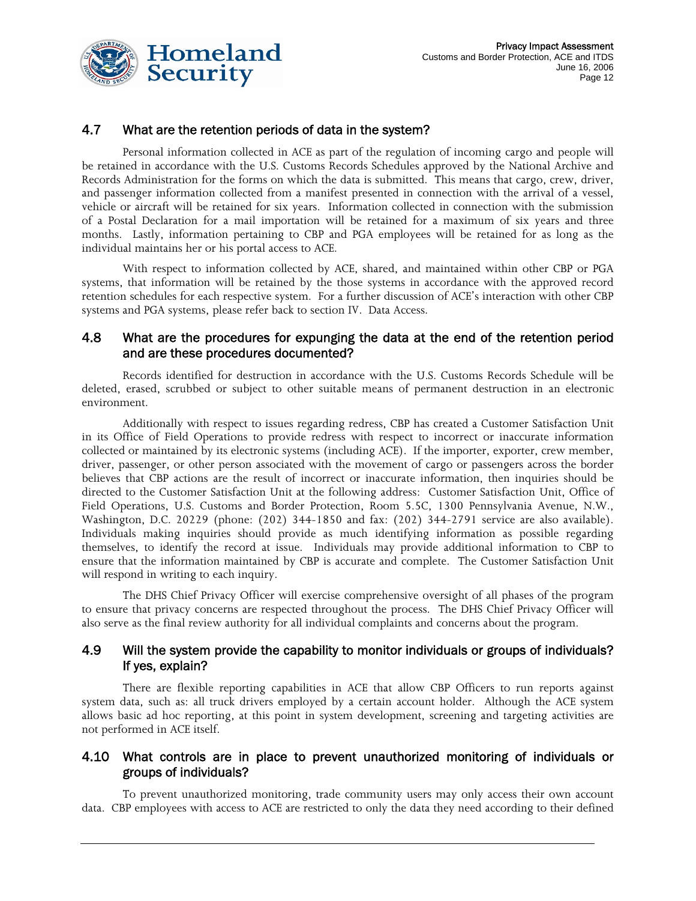## 4.7 What are the retention periods of data in the system?

Personal information collected in ACE as part of the regulation of incoming cargo and people will be retained in accordance with the U.S. Customs Records Schedules approved by the National Archive and Records Administration for the forms on which the data is submitted. This means that cargo, crew, driver, and passenger information collected from a manifest presented in connection with the arrival of a vessel, vehicle or aircraft will be retained for six years. Information collected in connection with the submission of a Postal Declaration for a mail importation will be retained for a maximum of six years and three months. Lastly, information pertaining to CBP and PGA employees will be retained for as long as the individual maintains her or his portal access to ACE.

With respect to information collected by ACE, shared, and maintained within other CBP or PGA systems, that information will be retained by the those systems in accordance with the approved record retention schedules for each respective system. For a further discussion of ACE's interaction with other CBP systems and PGA systems, please refer back to section IV. Data Access.

## 4.8 What are the procedures for expunging the data at the end of the retention period and are these procedures documented?

Records identified for destruction in accordance with the U.S. Customs Records Schedule will be deleted, erased, scrubbed or subject to other suitable means of permanent destruction in an electronic environment.

Additionally with respect to issues regarding redress, CBP has created a Customer Satisfaction Unit in its Office of Field Operations to provide redress with respect to incorrect or inaccurate information collected or maintained by its electronic systems (including ACE). If the importer, exporter, crew member, driver, passenger, or other person associated with the movement of cargo or passengers across the border believes that CBP actions are the result of incorrect or inaccurate information, then inquiries should be directed to the Customer Satisfaction Unit at the following address: Customer Satisfaction Unit, Office of Field Operations, U.S. Customs and Border Protection, Room 5.5C, 1300 Pennsylvania Avenue, N.W., Washington, D.C. 20229 (phone: (202) 344-1850 and fax: (202) 344-2791 service are also available). Individuals making inquiries should provide as much identifying information as possible regarding themselves, to identify the record at issue. Individuals may provide additional information to CBP to ensure that the information maintained by CBP is accurate and complete. The Customer Satisfaction Unit will respond in writing to each inquiry.

The DHS Chief Privacy Officer will exercise comprehensive oversight of all phases of the program to ensure that privacy concerns are respected throughout the process. The DHS Chief Privacy Officer will also serve as the final review authority for all individual complaints and concerns about the program.

## 4.9 Will the system provide the capability to monitor individuals or groups of individuals? If yes, explain?

There are flexible reporting capabilities in ACE that allow CBP Officers to run reports against system data, such as: all truck drivers employed by a certain account holder. Although the ACE system allows basic ad hoc reporting, at this point in system development, screening and targeting activities are not performed in ACE itself.

## 4.10 What controls are in place to prevent unauthorized monitoring of individuals or groups of individuals?

To prevent unauthorized monitoring, trade community users may only access their own account data. CBP employees with access to ACE are restricted to only the data they need according to their defined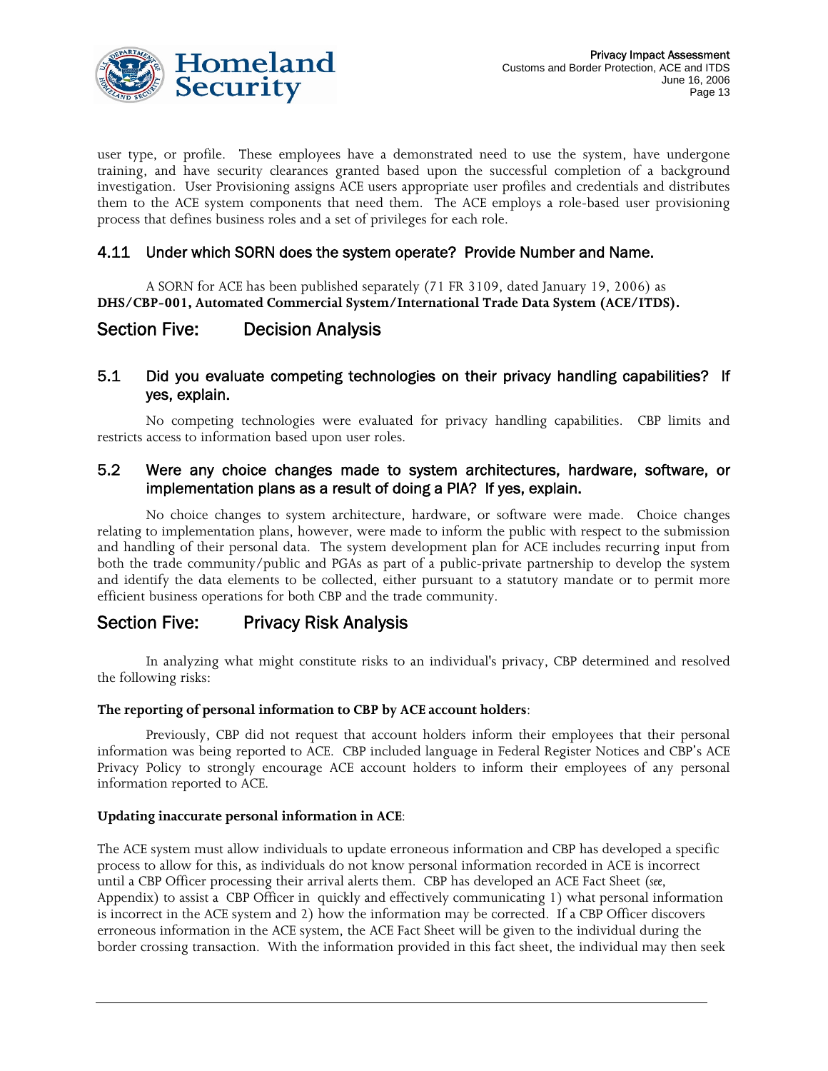user type, or profile. These employees have a demonstrated need to use the system, have undergone training, and have security clearances granted based upon the successful completion of a background investigation. User Provisioning assigns ACE users appropriate user profiles and credentials and distributes them to the ACE system components that need them. The ACE employs a role-based user provisioning process that defines business roles and a set of privileges for each role.

### 4.11 Under which SORN does the system operate? Provide Number and Name.

A SORN for ACE has been published separately (71 FR 3109, dated January 19, 2006) as **DHS/CBP-001, Automated Commercial System/International Trade Data System (ACE/ITDS).**

## Section Five: Decision Analysis

### 5.1 Did you evaluate competing technologies on their privacy handling capabilities? If yes, explain.

No competing technologies were evaluated for privacy handling capabilities. CBP limits and restricts access to information based upon user roles.

### 5.2 Were any choice changes made to system architectures, hardware, software, or implementation plans as a result of doing a PIA? If yes, explain.

No choice changes to system architecture, hardware, or software were made. Choice changes relating to implementation plans, however, were made to inform the public with respect to the submission and handling of their personal data. The system development plan for ACE includes recurring input from both the trade community/public and PGAs as part of a public-private partnership to develop the system and identify the data elements to be collected, either pursuant to a statutory mandate or to permit more efficient business operations for both CBP and the trade community.

## Section Five: Privacy Risk Analysis

In analyzing what might constitute risks to an individual's privacy, CBP determined and resolved the following risks:

**The reporting of personal information to CBP by ACE account holders**:

Previously, CBP did not request that account holders inform their employees that their personal information was being reported to ACE. CBP included language in Federal Register Notices and CBP's ACE Privacy Policy to strongly encourage ACE account holders to inform their employees of any personal information reported to ACE.

**Updating inaccurate personal information in ACE**:

The ACE system must allow individuals to update erroneous information and CBP has developed a specific process to allow for this, as individuals do not know personal information recorded in ACE is incorrect until a CBP Officer processing their arrival alerts them. CBP has developed an ACE Fact Sheet (*see*, Appendix) to assist a CBP Officer in quickly and effectively communicating 1) what personal information is incorrect in the ACE system and 2) how the information may be corrected. If a CBP Officer discovers erroneous information in the ACE system, the ACE Fact Sheet will be given to the individual during the border crossing transaction. With the information provided in this fact sheet, the individual may then seek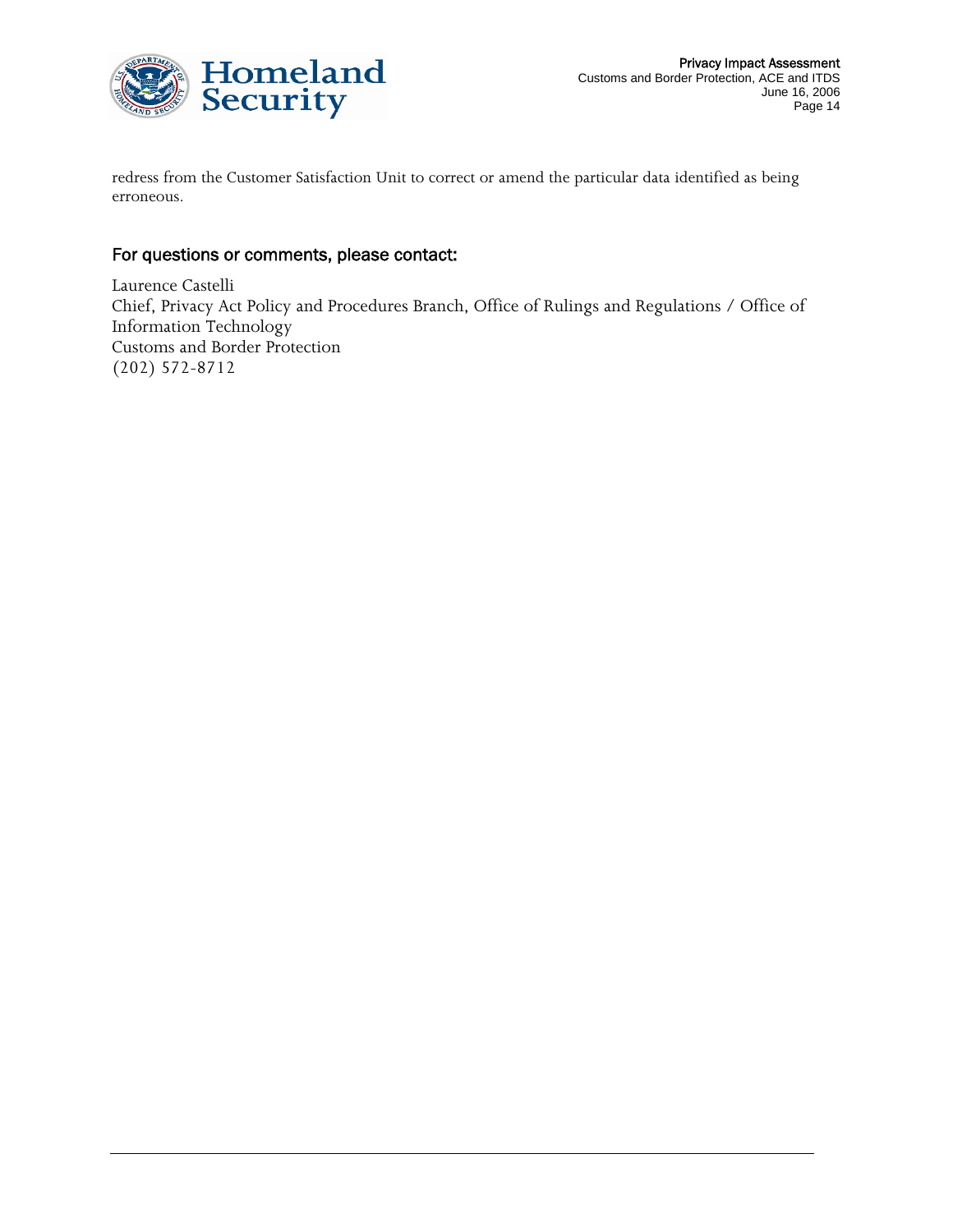redress from the Customer Satisfaction Unit to correct or amend the particular data identified as being erroneous.

## For questions or comments, please contact:

Laurence Castelli
Chief, Privacy Act Policy and Procedures Branch, Office of Rulings and Regulations / Office of Information Technology
Customs and Border Protection
(202) 572-8712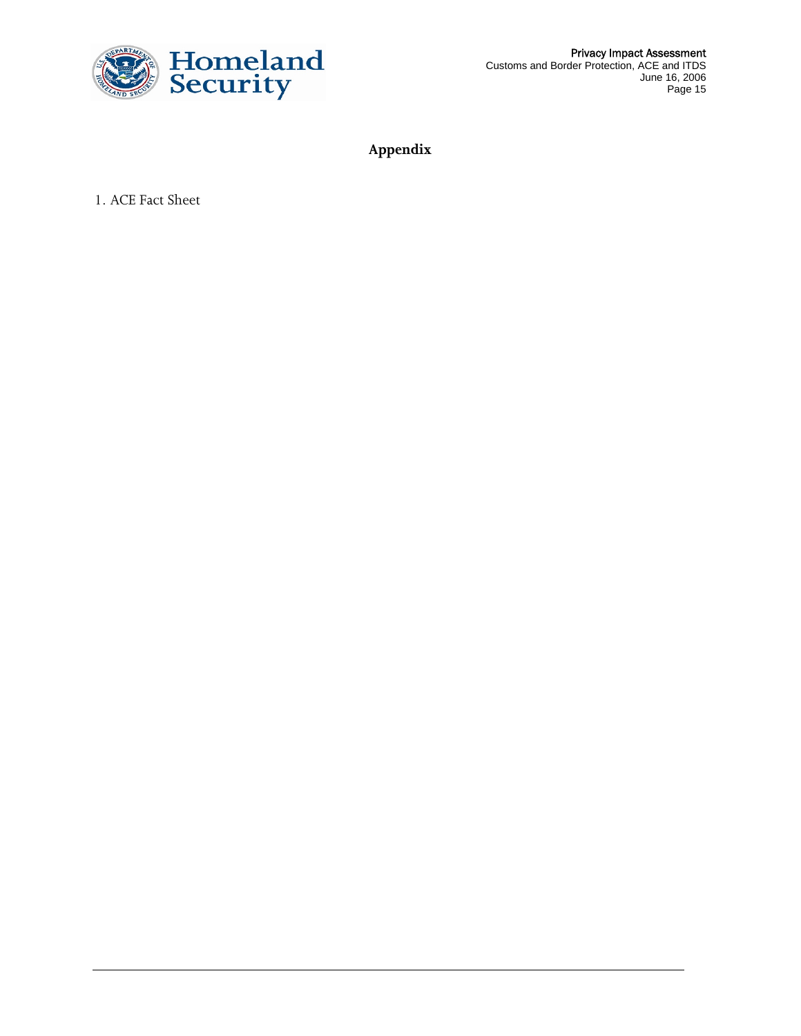# Appendix

1. ACE Fact Sheet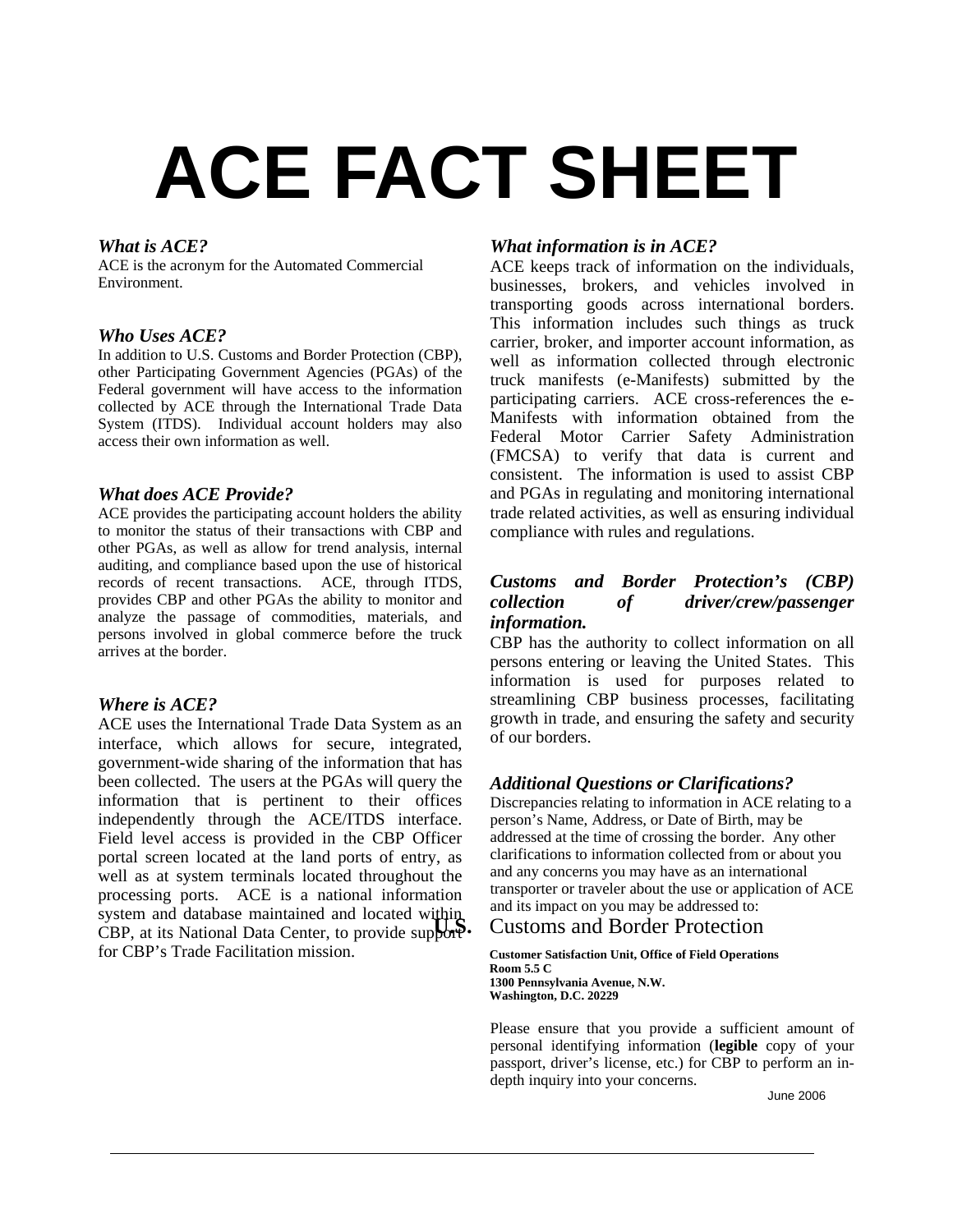# ACE FACT SHEET

***What is ACE?***

ACE is the acronym for the Automated Commercial Environment.

***Who Uses ACE?***

In addition to U.S. Customs and Border Protection (CBP), other Participating Government Agencies (PGAs) of the Federal government will have access to the information collected by ACE through the International Trade Data System (ITDS). Individual account holders may also access their own information as well.

***What does ACE Provide?***

ACE provides the participating account holders the ability to monitor the status of their transactions with CBP and other PGAs, as well as allow for trend analysis, internal auditing, and compliance based upon the use of historical records of recent transactions. ACE, through ITDS, provides CBP and other PGAs the ability to monitor and analyze the passage of commodities, materials, and persons involved in global commerce before the truck arrives at the border.

***Where is ACE?***

ACE uses the International Trade Data System as an interface, which allows for secure, integrated, government-wide sharing of the information that has been collected. The users at the PGAs will query the information that is pertinent to their offices independently through the ACE/ITDS interface. Field level access is provided in the CBP Officer portal screen located at the land ports of entry, as well as at system terminals located throughout the processing ports. ACE is a national information system and database maintained and located within CBP, at its National Data Center, to provide support for CBP's Trade Facilitation mission.

***What information is in ACE?***

ACE keeps track of information on the individuals, businesses, brokers, and vehicles involved in transporting goods across international borders. This information includes such things as truck carrier, broker, and importer account information, as well as information collected through electronic truck manifests (e-Manifests) submitted by the participating carriers. ACE cross-references the e-Manifests with information obtained from the Federal Motor Carrier Safety Administration (FMCSA) to verify that data is current and consistent. The information is used to assist CBP and PGAs in regulating and monitoring international trade related activities, as well as ensuring individual compliance with rules and regulations.

***Customs and Border Protection's (CBP) collection of driver/crew/passenger information.***

CBP has the authority to collect information on all persons entering or leaving the United States. This information is used for purposes related to streamlining CBP business processes, facilitating growth in trade, and ensuring the safety and security of our borders.

***Additional Questions or Clarifications?***

Discrepancies relating to information in ACE relating to a person's Name, Address, or Date of Birth, may be addressed at the time of crossing the border. Any other clarifications to information collected from or about you and any concerns you may have as an international transporter or traveler about the use or application of ACE and its impact on you may be addressed to:

U.S. Customs and Border Protection

**Customer Satisfaction Unit, Office of Field Operations**
**Room 5.5 C**
**1300 Pennsylvania Avenue, N.W.**
**Washington, D.C. 20229**

Please ensure that you provide a sufficient amount of personal identifying information (**legible** copy of your passport, driver's license, etc.) for CBP to perform an in-depth inquiry into your concerns.

June 2006